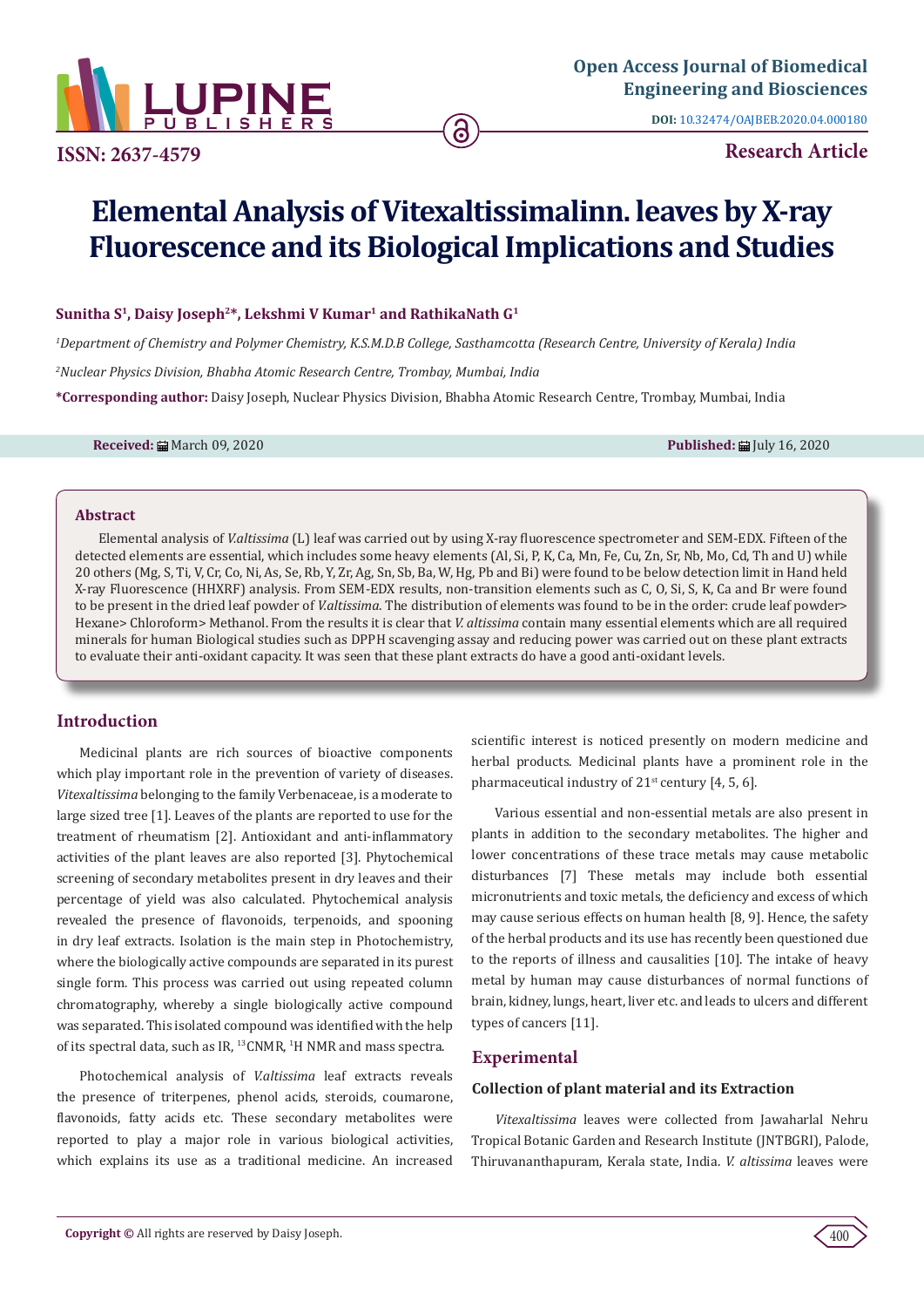# Elemental Analysis of Vitexaltissimalinn. leaves by X-ray Fluorescence and its Biological Implications and Studies

**Sunitha S[1], Daisy Joseph[2]*, Lekshmi V Kumar[1] and RathikaNath G[1]**

*[1]Department of Chemistry and Polymer Chemistry, K.S.M.D.B College, Sasthamcotta (Research Centre, University of Kerala) India*

*[2]Nuclear Physics Division, Bhabha Atomic Research Centre, Trombay, Mumbai, India*

**\*Corresponding author:** Daisy Joseph, Nuclear Physics Division, Bhabha Atomic Research Centre, Trombay, Mumbai, India

**Received:** March 09, 2020 **Published:** July 16, 2020

## Abstract

Elemental analysis of *V.altissima* (L) leaf was carried out by using X-ray fluorescence spectrometer and SEM-EDX. Fifteen of the detected elements are essential, which includes some heavy elements (Al, Si, P, K, Ca, Mn, Fe, Cu, Zn, Sr, Nb, Mo, Cd, Th and U) while 20 others (Mg, S, Ti, V, Cr, Co, Ni, As, Se, Rb, Y, Zr, Ag, Sn, Sb, Ba, W, Hg, Pb and Bi) were found to be below detection limit in Hand held X-ray Fluorescence (HHXRF) analysis. From SEM-EDX results, non-transition elements such as C, O, Si, S, K, Ca and Br were found to be present in the dried leaf powder of *V.altissima*. The distribution of elements was found to be in the order: crude leaf powder> Hexane> Chloroform> Methanol. From the results it is clear that *V. altissima* contain many essential elements which are all required minerals for human Biological studies such as DPPH scavenging assay and reducing power was carried out on these plant extracts to evaluate their anti-oxidant capacity. It was seen that these plant extracts do have a good anti-oxidant levels.

## Introduction

Medicinal plants are rich sources of bioactive components which play important role in the prevention of variety of diseases. *Vitexaltissima* belonging to the family Verbenaceae, is a moderate to large sized tree [1]. Leaves of the plants are reported to use for the treatment of rheumatism [2]. Antioxidant and anti-inflammatory activities of the plant leaves are also reported [3]. Phytochemical screening of secondary metabolites present in dry leaves and their percentage of yield was also calculated. Phytochemical analysis revealed the presence of flavonoids, terpenoids, and spooning in dry leaf extracts. Isolation is the main step in Photochemistry, where the biologically active compounds are separated in its purest single form. This process was carried out using repeated column chromatography, whereby a single biologically active compound was separated. This isolated compound was identified with the help of its spectral data, such as IR, $^{13}$CNMR, $^{1}$H NMR and mass spectra.

Photochemical analysis of *V.altissima* leaf extracts reveals the presence of triterpenes, phenol acids, steroids, coumarone, flavonoids, fatty acids etc. These secondary metabolites were reported to play a major role in various biological activities, which explains its use as a traditional medicine. An increased scientific interest is noticed presently on modern medicine and herbal products. Medicinal plants have a prominent role in the pharmaceutical industry of 21st century [4, 5, 6].

Various essential and non-essential metals are also present in plants in addition to the secondary metabolites. The higher and lower concentrations of these trace metals may cause metabolic disturbances [7] These metals may include both essential micronutrients and toxic metals, the deficiency and excess of which may cause serious effects on human health [8, 9]. Hence, the safety of the herbal products and its use has recently been questioned due to the reports of illness and causalities [10]. The intake of heavy metal by human may cause disturbances of normal functions of brain, kidney, lungs, heart, liver etc. and leads to ulcers and different types of cancers [11].

## Experimental

### Collection of plant material and its Extraction

*Vitexaltissima* leaves were collected from Jawaharlal Nehru Tropical Botanic Garden and Research Institute (JNTBGRI), Palode, Thiruvananthapuram, Kerala state, India. *V. altissima* leaves were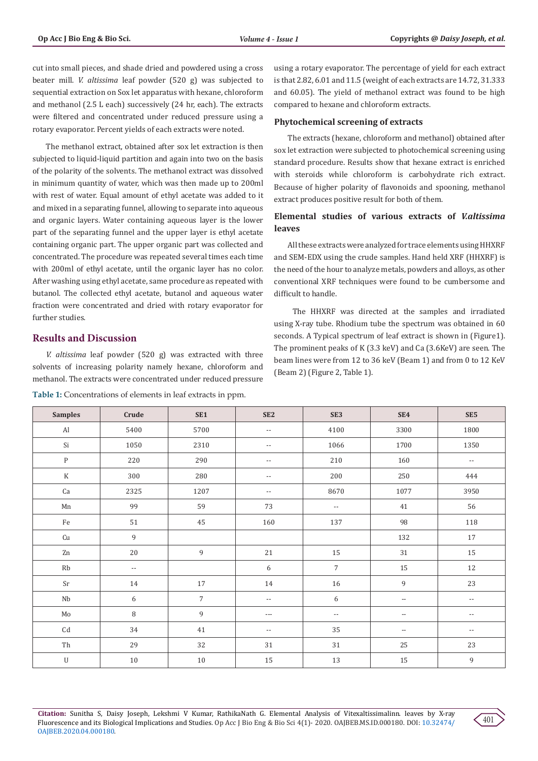cut into small pieces, and shade dried and powdered using a cross beater mill. *V. altissima* leaf powder (520 g) was subjected to sequential extraction on Sox let apparatus with hexane, chloroform and methanol (2.5 L each) successively (24 hr, each). The extracts were filtered and concentrated under reduced pressure using a rotary evaporator. Percent yields of each extracts were noted.

The methanol extract, obtained after sox let extraction is then subjected to liquid-liquid partition and again into two on the basis of the polarity of the solvents. The methanol extract was dissolved in minimum quantity of water, which was then made up to 200ml with rest of water. Equal amount of ethyl acetate was added to it and mixed in a separating funnel, allowing to separate into aqueous and organic layers. Water containing aqueous layer is the lower part of the separating funnel and the upper layer is ethyl acetate containing organic part. The upper organic part was collected and concentrated. The procedure was repeated several times each time with 200ml of ethyl acetate, until the organic layer has no color. After washing using ethyl acetate, same procedure as repeated with butanol. The collected ethyl acetate, butanol and aqueous water fraction were concentrated and dried with rotary evaporator for further studies.

## Results and Discussion

*V. altissima* leaf powder (520 g) was extracted with three solvents of increasing polarity namely hexane, chloroform and methanol. The extracts were concentrated under reduced pressure using a rotary evaporator. The percentage of yield for each extract is that 2.82, 6.01 and 11.5 (weight of each extracts are 14.72, 31.333 and 60.05). The yield of methanol extract was found to be high compared to hexane and chloroform extracts.

### Phytochemical screening of extracts

The extracts (hexane, chloroform and methanol) obtained after sox let extraction were subjected to photochemical screening using standard procedure. Results show that hexane extract is enriched with steroids while chloroform is carbohydrate rich extract. Because of higher polarity of flavonoids and spooning, methanol extract produces positive result for both of them.

### Elemental studies of various extracts of *V.altissima* leaves

All these extracts were analyzed for trace elements using HHXRF and SEM-EDX using the crude samples. Hand held XRF (HHXRF) is the need of the hour to analyze metals, powders and alloys, as other conventional XRF techniques were found to be cumbersome and difficult to handle.

The HHXRF was directed at the samples and irradiated using X-ray tube. Rhodium tube the spectrum was obtained in 60 seconds. A Typical spectrum of leaf extract is shown in (Figure1). The prominent peaks of K (3.3 keV) and Ca (3.6KeV) are seen. The beam lines were from 12 to 36 keV (Beam 1) and from 0 to 12 KeV (Beam 2) (Figure 2, Table 1).

**Table 1:** Concentrations of elements in leaf extracts in ppm.

| Samples | Crude | SE1 | SE2 | SE3 | SE4 | SE5 |
|---|---|---|---|---|---|---|
| Al | 5400 | 5700 | -- | 4100 | 3300 | 1800 |
| Si | 1050 | 2310 | -- | 1066 | 1700 | 1350 |
| P | 220 | 290 | -- | 210 | 160 | -- |
| K | 300 | 280 | -- | 200 | 250 | 444 |
| Ca | 2325 | 1207 | -- | 8670 | 1077 | 3950 |
| Mn | 99 | 59 | 73 | -- | 41 | 56 |
| Fe | 51 | 45 | 160 | 137 | 98 | 118 |
| Cu | 9 | | | | 132 | 17 |
| Zn | 20 | 9 | 21 | 15 | 31 | 15 |
| Rb | -- | | 6 | 7 | 15 | 12 |
| Sr | 14 | 17 | 14 | 16 | 9 | 23 |
| Nb | 6 | 7 | -- | 6 | -- | -- |
| Mo | 8 | 9 | --- | -- | -- | -- |
| Cd | 34 | 41 | -- | 35 | -- | -- |
| Th | 29 | 32 | 31 | 31 | 25 | 23 |
| U | 10 | 10 | 15 | 13 | 15 | 9 |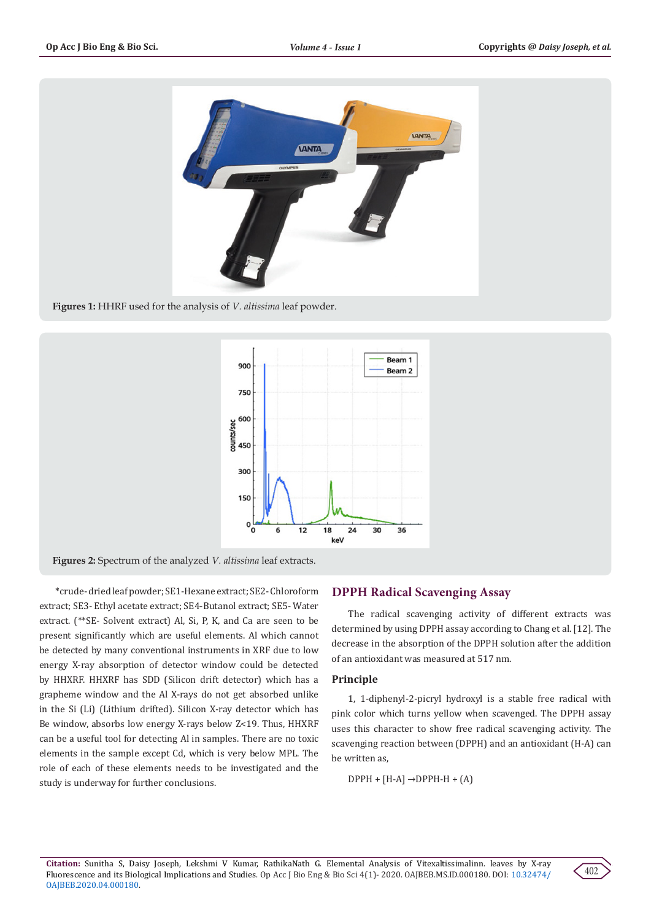Figures 1: HHRF used for the analysis of *V. altissima* leaf powder.

Figures 2: Spectrum of the analyzed *V. altissima* leaf extracts.

*crude-dried leaf powder; SE1-Hexane extract; SE2- Chloroform extract; SE3- Ethyl acetate extract; SE4-Butanol extract; SE5- Water extract. (**SE- Solvent extract) Al, Si, P, K, and Ca are seen to be present significantly which are useful elements. Al which cannot be detected by many conventional instruments in XRF due to low energy X-ray absorption of detector window could be detected by HHXRF. HHXRF has SDD (Silicon drift detector) which has a grapheme window and the Al X-rays do not get absorbed unlike in the Si (Li) (Lithium drifted). Silicon X-ray detector which has Be window, absorbs low energy X-rays below Z<19. Thus, HHXRF can be a useful tool for detecting Al in samples. There are no toxic elements in the sample except Cd, which is very below MPL. The role of each of these elements needs to be investigated and the study is underway for further conclusions.

## DPPH Radical Scavenging Assay

The radical scavenging activity of different extracts was determined by using DPPH assay according to Chang et al. [12]. The decrease in the absorption of the DPPH solution after the addition of an antioxidant was measured at 517 nm.

### Principle

1, 1-diphenyl-2-picryl hydroxyl is a stable free radical with pink color which turns yellow when scavenged. The DPPH assay uses this character to show free radical scavenging activity. The scavenging reaction between (DPPH) and an antioxidant (H-A) can be written as,

$$DPPH + [H\text{-}A] \rightarrow DPPH\text{-}H + (A)$$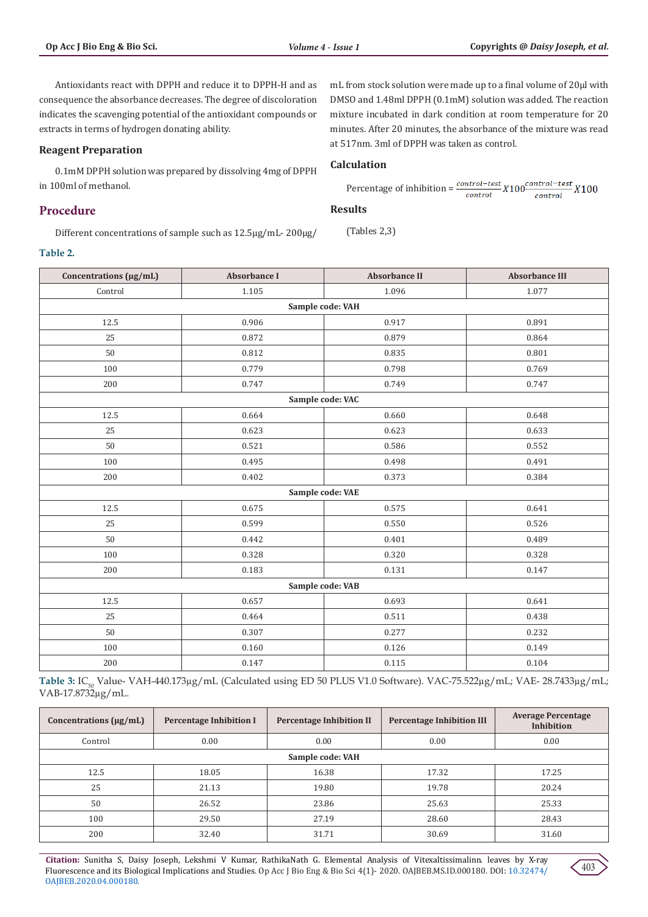Antioxidants react with DPPH and reduce it to DPPH-H and as consequence the absorbance decreases. The degree of discoloration indicates the scavenging potential of the antioxidant compounds or extracts in terms of hydrogen donating ability.

### Reagent Preparation

0.1mM DPPH solution was prepared by dissolving 4mg of DPPH in 100ml of methanol.

## Procedure

Different concentrations of sample such as 12.5µg/mL- 200µg/mL from stock solution were made up to a final volume of 20µl with DMSO and 1.48ml DPPH (0.1mM) solution was added. The reaction mixture incubated in dark condition at room temperature for 20 minutes. After 20 minutes, the absorbance of the mixture was read at 517nm. 3ml of DPPH was taken as control.

### Calculation

Percentage of inhibition = $\frac{control-test}{control}X100\frac{control-test}{control}X100$

### Results

(Tables 2,3)

**Table 2.**

| Concentrations (µg/mL) | Absorbance I | Absorbance II | Absorbance III |
|---|---|---|---|
| Control | 1.105 | 1.096 | 1.077 |
| **Sample code: VAH** | | | |
| 12.5 | 0.906 | 0.917 | 0.891 |
| 25 | 0.872 | 0.879 | 0.864 |
| 50 | 0.812 | 0.835 | 0.801 |
| 100 | 0.779 | 0.798 | 0.769 |
| 200 | 0.747 | 0.749 | 0.747 |
| **Sample code: VAC** | | | |
| 12.5 | 0.664 | 0.660 | 0.648 |
| 25 | 0.623 | 0.623 | 0.633 |
| 50 | 0.521 | 0.586 | 0.552 |
| 100 | 0.495 | 0.498 | 0.491 |
| 200 | 0.402 | 0.373 | 0.384 |
| **Sample code: VAE** | | | |
| 12.5 | 0.675 | 0.575 | 0.641 |
| 25 | 0.599 | 0.550 | 0.526 |
| 50 | 0.442 | 0.401 | 0.489 |
| 100 | 0.328 | 0.320 | 0.328 |
| 200 | 0.183 | 0.131 | 0.147 |
| **Sample code: VAB** | | | |
| 12.5 | 0.657 | 0.693 | 0.641 |
| 25 | 0.464 | 0.511 | 0.438 |
| 50 | 0.307 | 0.277 | 0.232 |
| 100 | 0.160 | 0.126 | 0.149 |
| 200 | 0.147 | 0.115 | 0.104 |

**Table 3:** $IC_{50}$ Value- VAH-440.173µg/mL (Calculated using ED 50 PLUS V1.0 Software). VAC-75.522µg/mL; VAE- 28.7433µg/mL; VAB-17.8732µg/mL.

| Concentrations (µg/mL) | Percentage Inhibition I | Percentage Inhibition II | Percentage Inhibition III | Average Percentage Inhibition |
|---|---|---|---|---|
| Control | 0.00 | 0.00 | 0.00 | 0.00 |
| **Sample code: VAH** | | | | |
| 12.5 | 18.05 | 16.38 | 17.32 | 17.25 |
| 25 | 21.13 | 19.80 | 19.78 | 20.24 |
| 50 | 26.52 | 23.86 | 25.63 | 25.33 |
| 100 | 29.50 | 27.19 | 28.60 | 28.43 |
| 200 | 32.40 | 31.71 | 30.69 | 31.60 |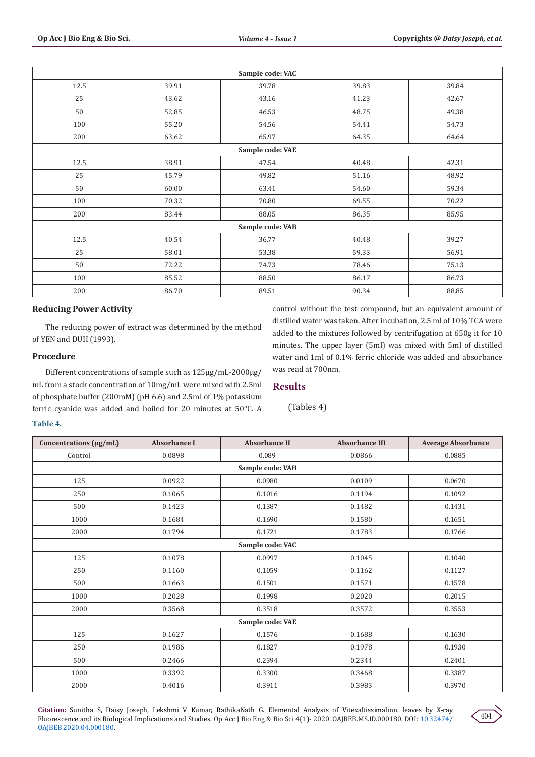| Sample code: VAC | | | | |
|---|---|---|---|---|
| 12.5 | 39.91 | 39.78 | 39.83 | 39.84 |
| 25 | 43.62 | 43.16 | 41.23 | 42.67 |
| 50 | 52.85 | 46.53 | 48.75 | 49.38 |
| 100 | 55.20 | 54.56 | 54.41 | 54.73 |
| 200 | 63.62 | 65.97 | 64.35 | 64.64 |
| Sample code: VAE | | | | |
| 12.5 | 38.91 | 47.54 | 40.48 | 42.31 |
| 25 | 45.79 | 49.82 | 51.16 | 48.92 |
| 50 | 60.00 | 63.41 | 54.60 | 59.34 |
| 100 | 70.32 | 70.80 | 69.55 | 70.22 |
| 200 | 83.44 | 88.05 | 86.35 | 85.95 |
| Sample code: VAB | | | | |
| 12.5 | 40.54 | 36.77 | 40.48 | 39.27 |
| 25 | 58.01 | 53.38 | 59.33 | 56.91 |
| 50 | 72.22 | 74.73 | 78.46 | 75.13 |
| 100 | 85.52 | 88.50 | 86.17 | 86.73 |
| 200 | 86.70 | 89.51 | 90.34 | 88.85 |

### Reducing Power Activity

The reducing power of extract was determined by the method of YEN and DUH (1993).

### Procedure

Different concentrations of sample such as 125µg/mL-2000µg/mL from a stock concentration of 10mg/mL were mixed with 2.5ml of phosphate buffer (200mM) (pH 6.6) and 2.5ml of 1% potassium ferric cyanide was added and boiled for 20 minutes at 50°C. A control without the test compound, but an equivalent amount of distilled water was taken. After incubation, 2.5 ml of 10% TCA were added to the mixtures followed by centrifugation at 650g it for 10 minutes. The upper layer (5ml) was mixed with 5ml of distilled water and 1ml of 0.1% ferric chloride was added and absorbance was read at 700nm.

## Results

(Tables 4)

**Table 4.**

| Concentrations (µg/mL) | Absorbance I | Absorbance II | Absorbance III | Average Absorbance |
|---|---|---|---|---|
| Control | 0.0898 | 0.089 | 0.0866 | 0.0885 |
| Sample code: VAH | | | | |
| 125 | 0.0922 | 0.0980 | 0.0109 | 0.0670 |
| 250 | 0.1065 | 0.1016 | 0.1194 | 0.1092 |
| 500 | 0.1423 | 0.1387 | 0.1482 | 0.1431 |
| 1000 | 0.1684 | 0.1690 | 0.1580 | 0.1651 |
| 2000 | 0.1794 | 0.1721 | 0.1783 | 0.1766 |
| Sample code: VAC | | | | |
| 125 | 0.1078 | 0.0997 | 0.1045 | 0.1040 |
| 250 | 0.1160 | 0.1059 | 0.1162 | 0.1127 |
| 500 | 0.1663 | 0.1501 | 0.1571 | 0.1578 |
| 1000 | 0.2028 | 0.1998 | 0.2020 | 0.2015 |
| 2000 | 0.3568 | 0.3518 | 0.3572 | 0.3553 |
| Sample code: VAE | | | | |
| 125 | 0.1627 | 0.1576 | 0.1688 | 0.1630 |
| 250 | 0.1986 | 0.1827 | 0.1978 | 0.1930 |
| 500 | 0.2466 | 0.2394 | 0.2344 | 0.2401 |
| 1000 | 0.3392 | 0.3300 | 0.3468 | 0.3387 |
| 2000 | 0.4016 | 0.3911 | 0.3983 | 0.3970 |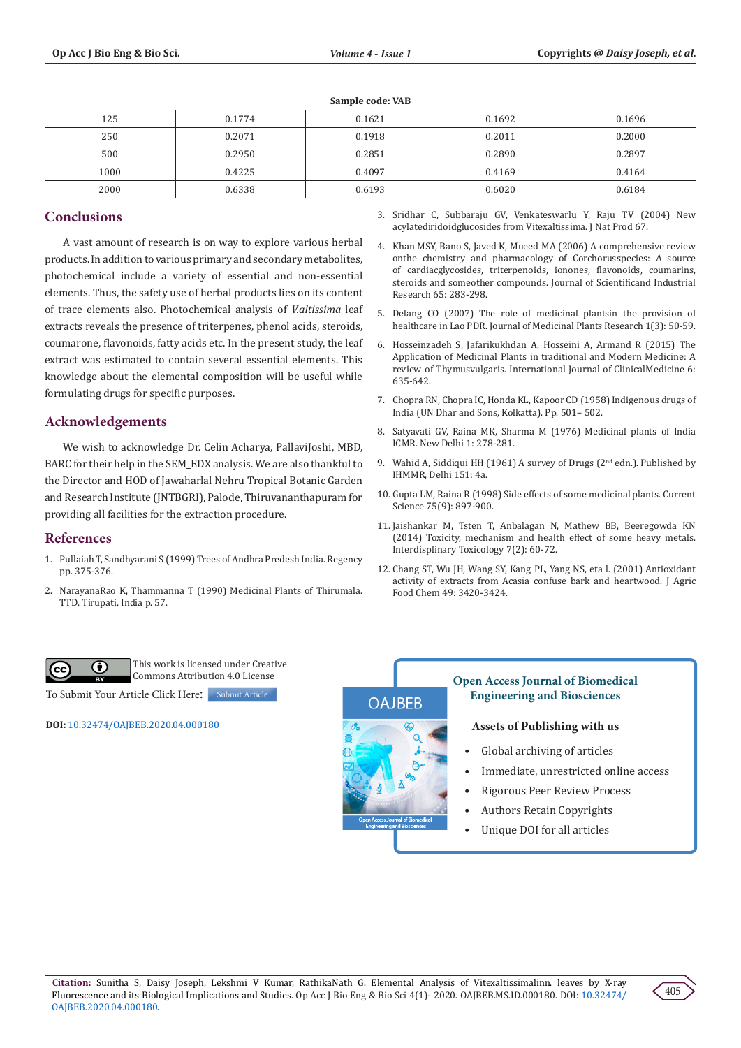| Sample code: VAB | | | | |
|---|---|---|---|---|
| 125 | 0.1774 | 0.1621 | 0.1692 | 0.1696 |
| 250 | 0.2071 | 0.1918 | 0.2011 | 0.2000 |
| 500 | 0.2950 | 0.2851 | 0.2890 | 0.2897 |
| 1000 | 0.4225 | 0.4097 | 0.4169 | 0.4164 |
| 2000 | 0.6338 | 0.6193 | 0.6020 | 0.6184 |

## Conclusions

A vast amount of research is on way to explore various herbal products. In addition to various primary and secondary metabolites, photochemical include a variety of essential and non-essential elements. Thus, the safety use of herbal products lies on its content of trace elements also. Photochemical analysis of *V.altissima* leaf extracts reveals the presence of triterpenes, phenol acids, steroids, coumarone, flavonoids, fatty acids etc. In the present study, the leaf extract was estimated to contain several essential elements. This knowledge about the elemental composition will be useful while formulating drugs for specific purposes.

## Acknowledgements

We wish to acknowledge Dr. Celin Acharya, PallaviJoshi, MBD, BARC for their help in the SEM_EDX analysis. We are also thankful to the Director and HOD of Jawaharlal Nehru Tropical Botanic Garden and Research Institute (JNTBGRI), Palode, Thiruvananthapuram for providing all facilities for the extraction procedure.

## References

1. Pullaiah T, Sandhyarani S (1999) Trees of Andhra Predesh India. Regency pp. 375-376.
2. NarayanaRao K, Thammanna T (1990) Medicinal Plants of Thirumala. TTD, Tirupati, India p. 57.
3. Sridhar C, Subbaraju GV, Venkateswarlu Y, Raju TV (2004) New acylatediridoidglucosides from Vitexaltissima. J Nat Prod 67.
4. Khan MSY, Bano S, Javed K, Mueed MA (2006) A comprehensive review onthe chemistry and pharmacology of Corchorusspecies: A source of cardiacglycosides, triterpenoids, ionones, flavonoids, coumarins, steroids and someother compounds. Journal of Scientificand Industrial Research 65: 283-298.
5. Delang CO (2007) The role of medicinal plantsin the provision of healthcare in Lao PDR. Journal of Medicinal Plants Research 1(3): 50-59.
6. Hosseinzadeh S, Jafarikukhdan A, Hosseini A, Armand R (2015) The Application of Medicinal Plants in traditional and Modern Medicine: A review of Thymusvulgaris. International Journal of ClinicalMedicine 6: 635-642.
7. Chopra RN, Chopra IC, Honda KL, Kapoor CD (1958) Indigenous drugs of India (UN Dhar and Sons, Kolkatta). Pp. 501– 502.
8. Satyavati GV, Raina MK, Sharma M (1976) Medicinal plants of India ICMR. New Delhi 1: 278-281.
9. Wahid A, Siddiqui HH (1961) A survey of Drugs (2nd edn.). Published by IHMMR, Delhi 151: 4a.
10. Gupta LM, Raina R (1998) Side effects of some medicinal plants. Current Science 75(9): 897-900.
11. Jaishankar M, Tsten T, Anbalagan N, Mathew BB, Beeregowda KN (2014) Toxicity, mechanism and health effect of some heavy metals. Interdisplinary Toxicology 7(2): 60-72.
12. Chang ST, Wu JH, Wang SY, Kang PL, Yang NS, eta l. (2001) Antioxidant activity of extracts from Acasia confuse bark and heartwood. J Agric Food Chem 49: 3420-3424.

This work is licensed under Creative Commons Attribution 4.0 License

To Submit Your Article Click Here: Submit Article

**DOI:** 10.32474/OAJBEB.2020.04.000180

**Open Access Journal of Biomedical Engineering and Biosciences**

**Assets of Publishing with us**

- Global archiving of articles
- Immediate, unrestricted online access
- Rigorous Peer Review Process
- Authors Retain Copyrights
- Unique DOI for all articles

**Citation:** Sunitha S, Daisy Joseph, Lekshmi V Kumar, RathikaNath G. Elemental Analysis of Vitexaltissimalinn. leaves by X-ray Fluorescence and its Biological Implications and Studies. Op Acc J Bio Eng & Bio Sci 4(1)- 2020. OAJBEB.MS.ID.000180. DOI: 10.32474/OAJBEB.2020.04.000180.